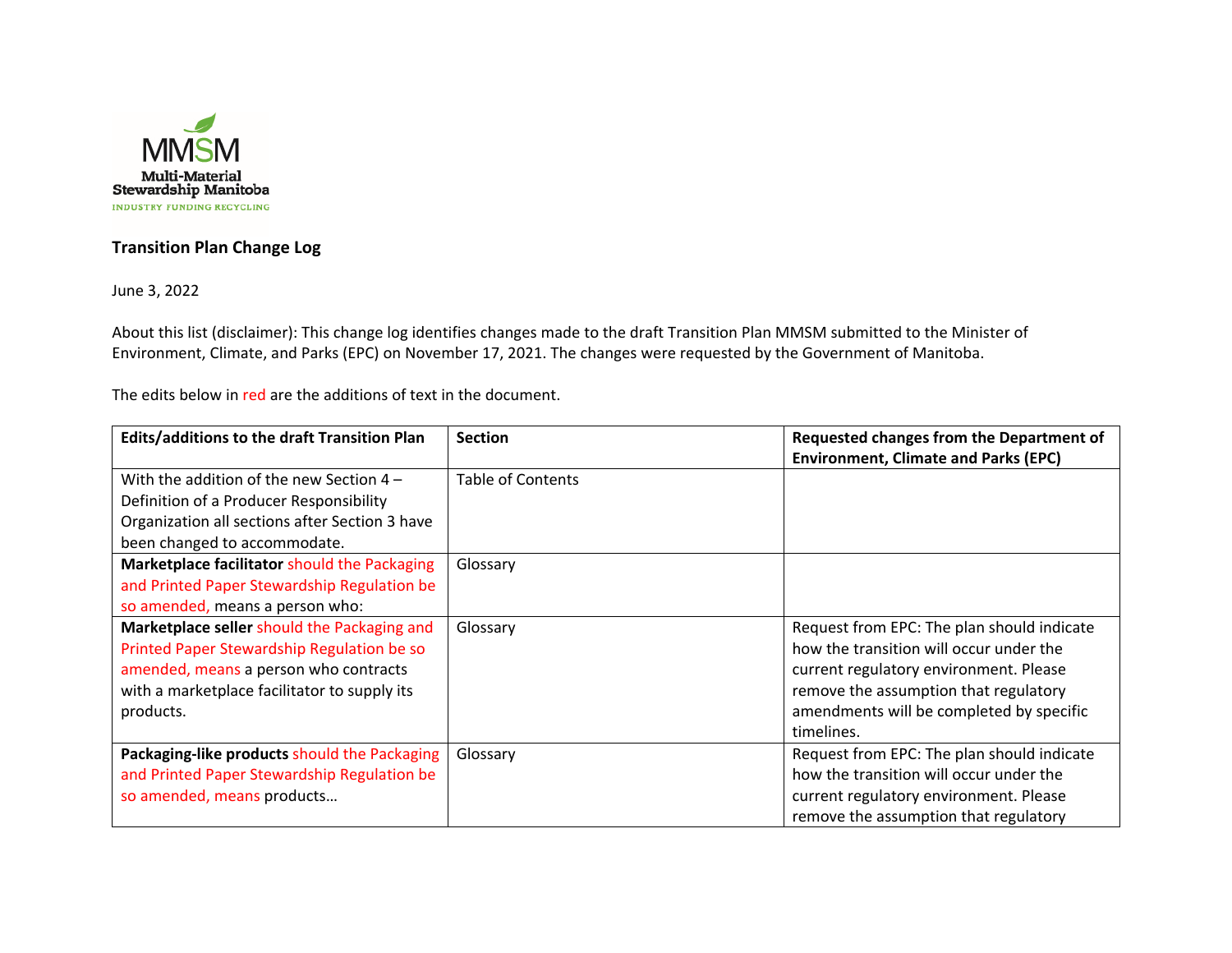MMSM
Multi-Material Stewardship Manitoba
INDUSTRY FUNDING RECYCLING

**Transition Plan Change Log**

June 3, 2022

About this list (disclaimer): This change log identifies changes made to the draft Transition Plan MMSM submitted to the Minister of Environment, Climate, and Parks (EPC) on November 17, 2021. The changes were requested by the Government of Manitoba.

The edits below in red are the additions of text in the document.

| Edits/additions to the draft Transition Plan | Section | Requested changes from the Department of Environment, Climate and Parks (EPC) |
|---|---|---|
| With the addition of the new Section 4 – Definition of a Producer Responsibility Organization all sections after Section 3 have been changed to accommodate. | Table of Contents | |
| **Marketplace facilitator** should the Packaging and Printed Paper Stewardship Regulation be so amended, means a person who: | Glossary | |
| **Marketplace seller** should the Packaging and Printed Paper Stewardship Regulation be so amended, means a person who contracts with a marketplace facilitator to supply its products. | Glossary | Request from EPC: The plan should indicate how the transition will occur under the current regulatory environment. Please remove the assumption that regulatory amendments will be completed by specific timelines. |
| **Packaging-like products** should the Packaging and Printed Paper Stewardship Regulation be so amended, means products… | Glossary | Request from EPC: The plan should indicate how the transition will occur under the current regulatory environment. Please remove the assumption that regulatory |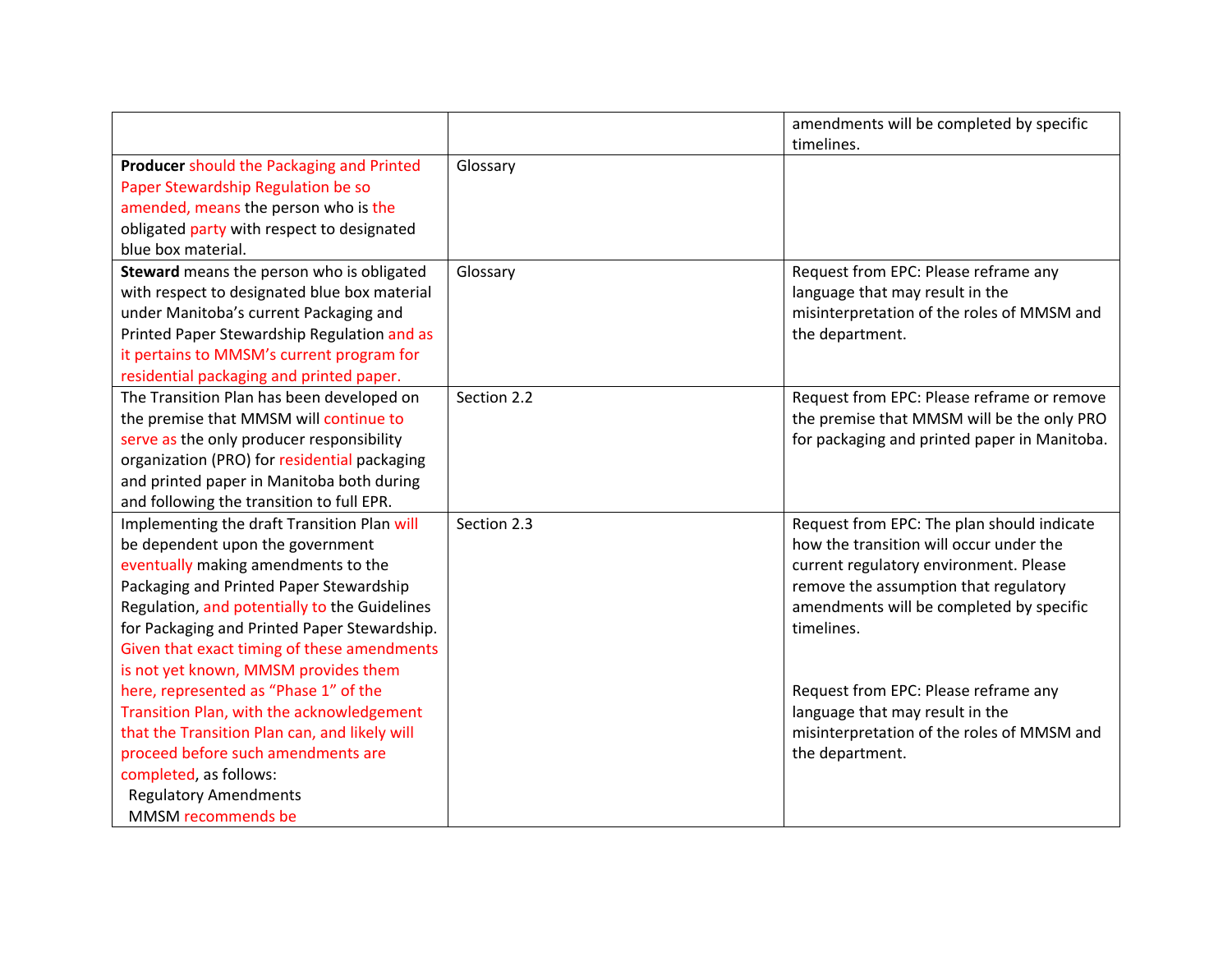| | | |
|---|---|---|
| | | amendments will be completed by specific timelines. |
| **Producer** should the Packaging and Printed Paper Stewardship Regulation be so amended, means the person who is the obligated party with respect to designated blue box material. | Glossary | |
| **Steward** means the person who is obligated with respect to designated blue box material under Manitoba's current Packaging and Printed Paper Stewardship Regulation and as it pertains to MMSM's current program for residential packaging and printed paper. | Glossary | Request from EPC: Please reframe any language that may result in the misinterpretation of the roles of MMSM and the department. |
| The Transition Plan has been developed on the premise that MMSM will continue to serve as the only producer responsibility organization (PRO) for residential packaging and printed paper in Manitoba both during and following the transition to full EPR. | Section 2.2 | Request from EPC: Please reframe or remove the premise that MMSM will be the only PRO for packaging and printed paper in Manitoba. |
| Implementing the draft Transition Plan will be dependent upon the government eventually making amendments to the Packaging and Printed Paper Stewardship Regulation, and potentially to the Guidelines for Packaging and Printed Paper Stewardship. Given that exact timing of these amendments is not yet known, MMSM provides them here, represented as "Phase 1" of the Transition Plan, with the acknowledgement that the Transition Plan can, and likely will proceed before such amendments are completed, as follows:<br>Regulatory Amendments<br>MMSM recommends be | Section 2.3 | Request from EPC: The plan should indicate how the transition will occur under the current regulatory environment. Please remove the assumption that regulatory amendments will be completed by specific timelines.<br><br>Request from EPC: Please reframe any language that may result in the misinterpretation of the roles of MMSM and the department. |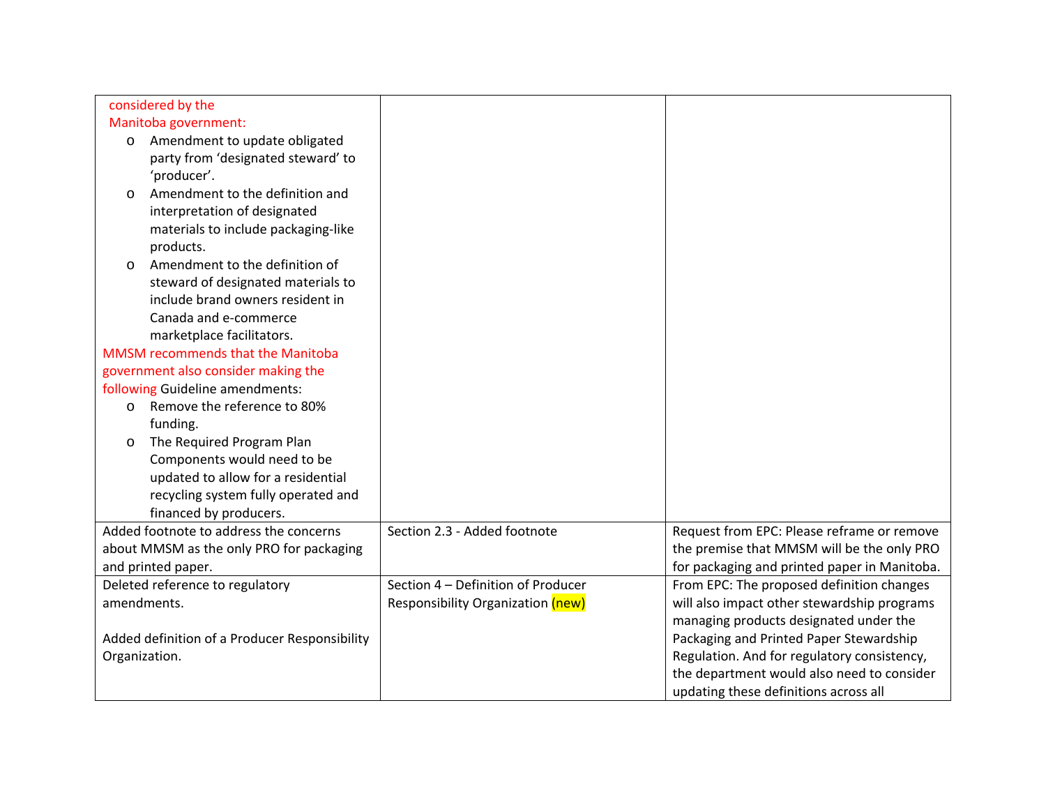| | | |
|---|---|---|
| considered by the Manitoba government:<br>o Amendment to update obligated party from 'designated steward' to 'producer'.<br>o Amendment to the definition and interpretation of designated materials to include packaging-like products.<br>o Amendment to the definition of steward of designated materials to include brand owners resident in Canada and e-commerce marketplace facilitators.<br>MMSM recommends that the Manitoba government also consider making the following Guideline amendments:<br>o Remove the reference to 80% funding.<br>o The Required Program Plan Components would need to be updated to allow for a residential recycling system fully operated and financed by producers. | | |
| Added footnote to address the concerns about MMSM as the only PRO for packaging and printed paper. | Section 2.3 - Added footnote | Request from EPC: Please reframe or remove the premise that MMSM will be the only PRO for packaging and printed paper in Manitoba. |
| Deleted reference to regulatory amendments.<br><br>Added definition of a Producer Responsibility Organization. | Section 4 – Definition of Producer Responsibility Organization (new) | From EPC: The proposed definition changes will also impact other stewardship programs managing products designated under the Packaging and Printed Paper Stewardship Regulation. And for regulatory consistency, the department would also need to consider updating these definitions across all |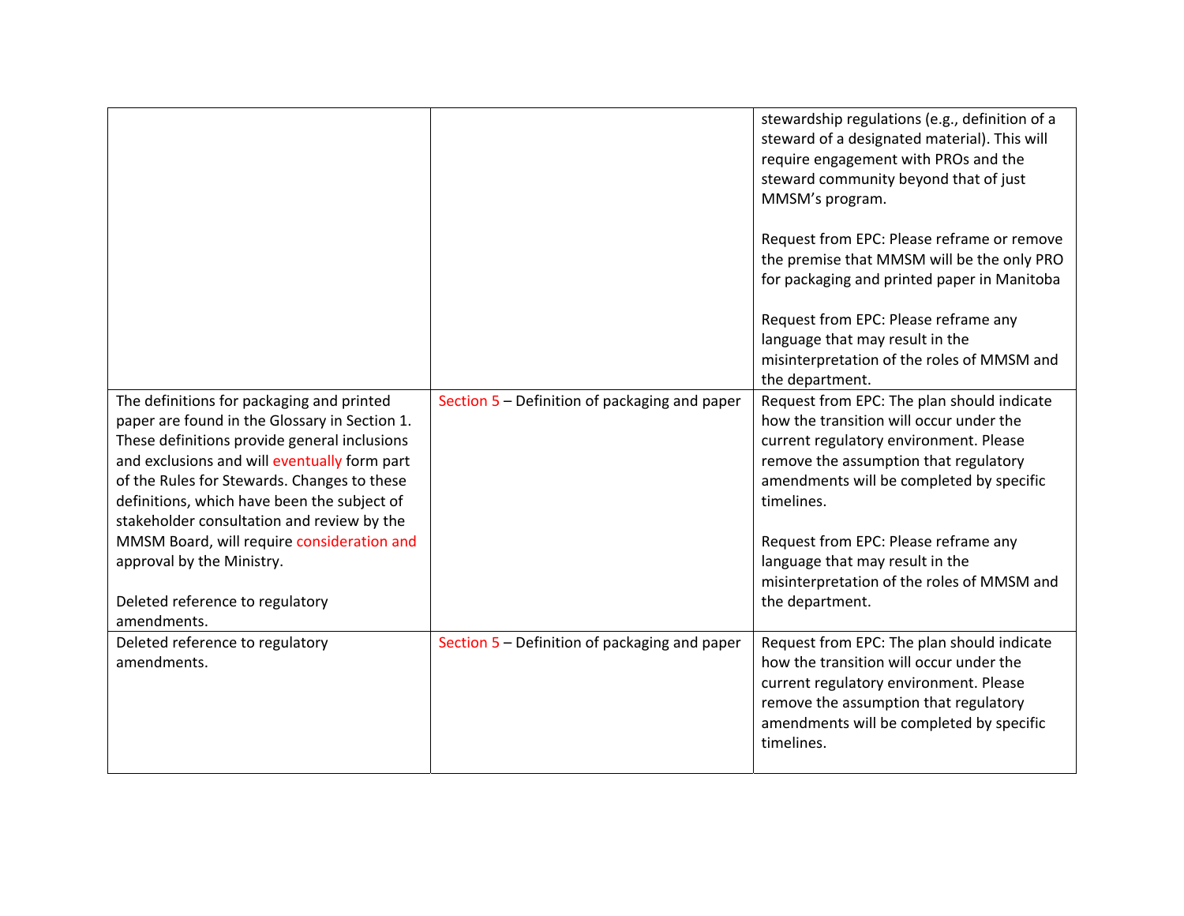| | | |
|---|---|---|
| | | stewardship regulations (e.g., definition of a steward of a designated material). This will require engagement with PROs and the steward community beyond that of just MMSM's program.<br><br>Request from EPC: Please reframe or remove the premise that MMSM will be the only PRO for packaging and printed paper in Manitoba<br><br>Request from EPC: Please reframe any language that may result in the misinterpretation of the roles of MMSM and the department. |
| The definitions for packaging and printed paper are found in the Glossary in Section 1. These definitions provide general inclusions and exclusions and will eventually form part of the Rules for Stewards. Changes to these definitions, which have been the subject of stakeholder consultation and review by the MMSM Board, will require consideration and approval by the Ministry.<br><br>Deleted reference to regulatory amendments. | Section 5 – Definition of packaging and paper | Request from EPC: The plan should indicate how the transition will occur under the current regulatory environment. Please remove the assumption that regulatory amendments will be completed by specific timelines.<br><br>Request from EPC: Please reframe any language that may result in the misinterpretation of the roles of MMSM and the department. |
| Deleted reference to regulatory amendments. | Section 5 – Definition of packaging and paper | Request from EPC: The plan should indicate how the transition will occur under the current regulatory environment. Please remove the assumption that regulatory amendments will be completed by specific timelines. |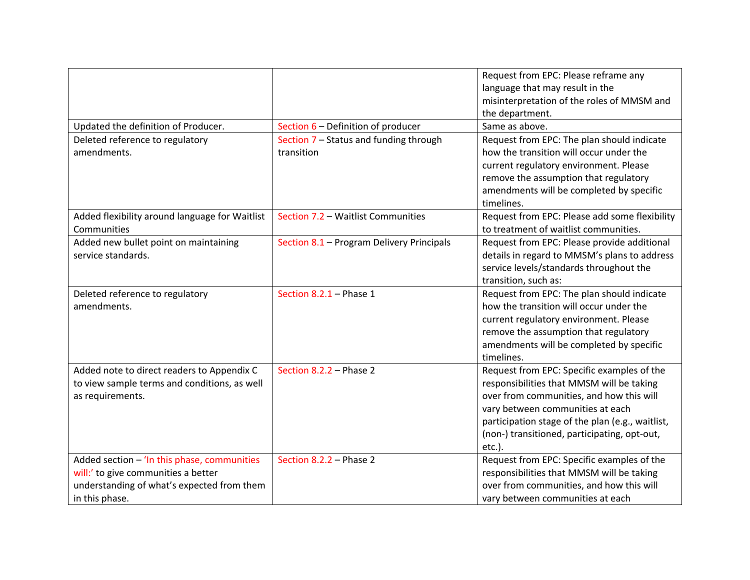| | | |
|---|---|---|
| | | Request from EPC: Please reframe any language that may result in the misinterpretation of the roles of MMSM and the department. |
| Updated the definition of Producer. | Section 6 – Definition of producer | Same as above. |
| Deleted reference to regulatory amendments. | Section 7 – Status and funding through transition | Request from EPC: The plan should indicate how the transition will occur under the current regulatory environment. Please remove the assumption that regulatory amendments will be completed by specific timelines. |
| Added flexibility around language for Waitlist Communities | Section 7.2 – Waitlist Communities | Request from EPC: Please add some flexibility to treatment of waitlist communities. |
| Added new bullet point on maintaining service standards. | Section 8.1 – Program Delivery Principals | Request from EPC: Please provide additional details in regard to MMSM's plans to address service levels/standards throughout the transition, such as: |
| Deleted reference to regulatory amendments. | Section 8.2.1 – Phase 1 | Request from EPC: The plan should indicate how the transition will occur under the current regulatory environment. Please remove the assumption that regulatory amendments will be completed by specific timelines. |
| Added note to direct readers to Appendix C to view sample terms and conditions, as well as requirements. | Section 8.2.2 – Phase 2 | Request from EPC: Specific examples of the responsibilities that MMSM will be taking over from communities, and how this will vary between communities at each participation stage of the plan (e.g., waitlist, (non-) transitioned, participating, opt-out, etc.). |
| Added section – 'In this phase, communities will:' to give communities a better understanding of what's expected from them in this phase. | Section 8.2.2 – Phase 2 | Request from EPC: Specific examples of the responsibilities that MMSM will be taking over from communities, and how this will vary between communities at each |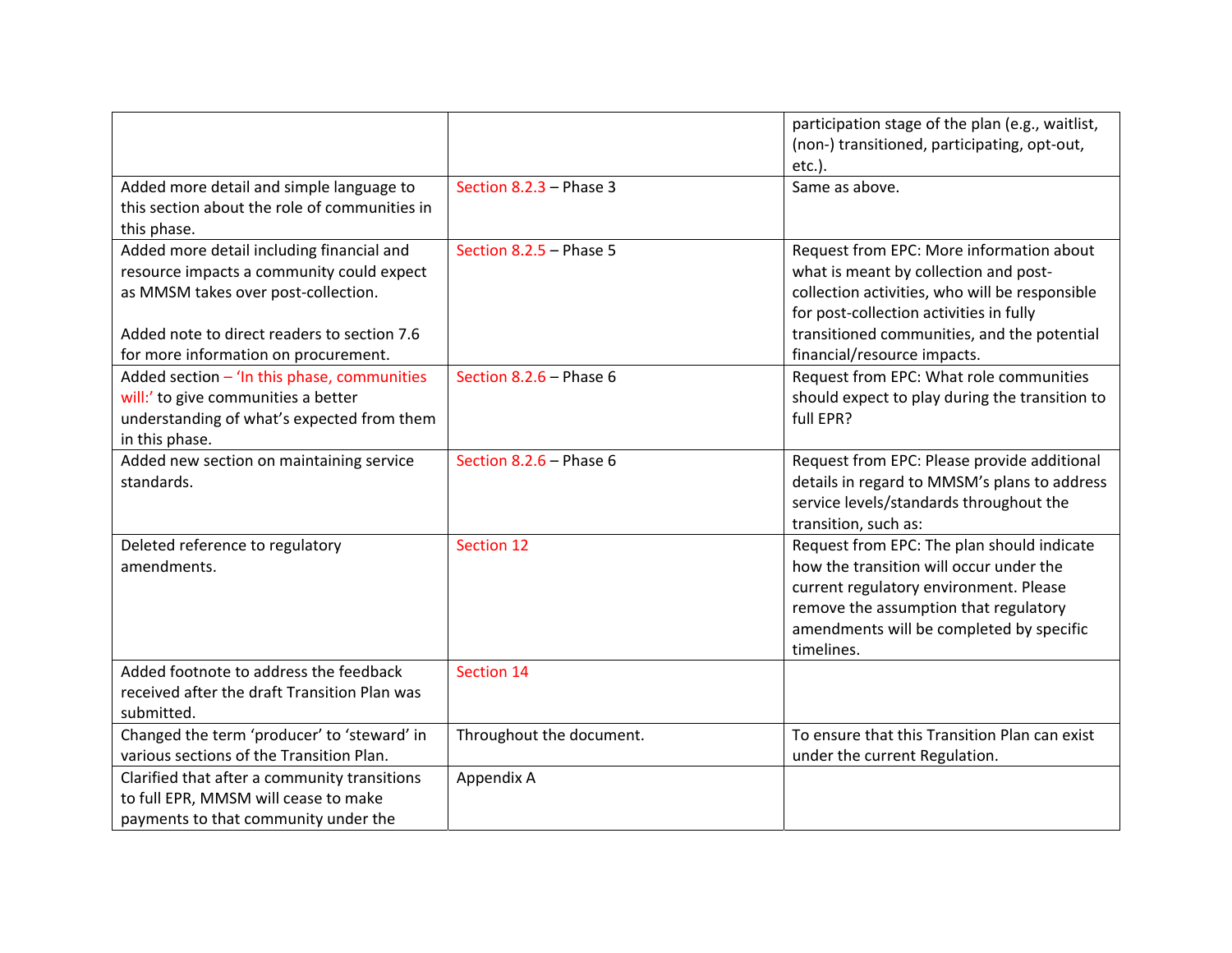| | | |
|---|---|---|
| | | participation stage of the plan (e.g., waitlist, (non-) transitioned, participating, opt-out, etc.). |
| Added more detail and simple language to this section about the role of communities in this phase. | Section 8.2.3 – Phase 3 | Same as above. |
| Added more detail including financial and resource impacts a community could expect as MMSM takes over post-collection.<br><br>Added note to direct readers to section 7.6 for more information on procurement. | Section 8.2.5 – Phase 5 | Request from EPC: More information about what is meant by collection and post-collection activities, who will be responsible for post-collection activities in fully transitioned communities, and the potential financial/resource impacts. |
| Added section – 'In this phase, communities will:' to give communities a better understanding of what's expected from them in this phase. | Section 8.2.6 – Phase 6 | Request from EPC: What role communities should expect to play during the transition to full EPR? |
| Added new section on maintaining service standards. | Section 8.2.6 – Phase 6 | Request from EPC: Please provide additional details in regard to MMSM's plans to address service levels/standards throughout the transition, such as: |
| Deleted reference to regulatory amendments. | Section 12 | Request from EPC: The plan should indicate how the transition will occur under the current regulatory environment. Please remove the assumption that regulatory amendments will be completed by specific timelines. |
| Added footnote to address the feedback received after the draft Transition Plan was submitted. | Section 14 | |
| Changed the term 'producer' to 'steward' in various sections of the Transition Plan. | Throughout the document. | To ensure that this Transition Plan can exist under the current Regulation. |
| Clarified that after a community transitions to full EPR, MMSM will cease to make payments to that community under the | Appendix A | |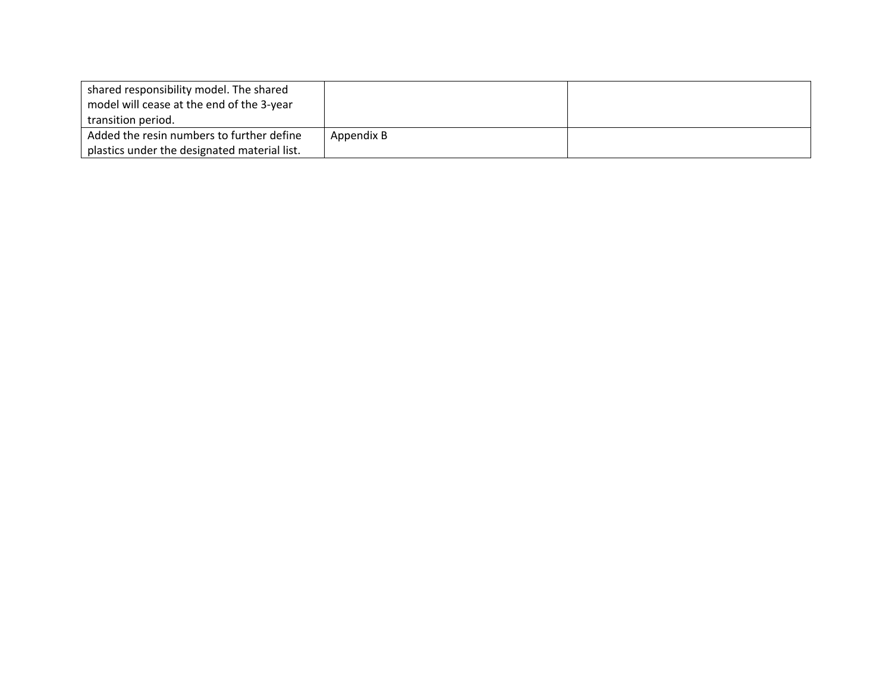| | | |
|---|---|---|
| shared responsibility model. The shared model will cease at the end of the 3-year transition period. | | |
| Added the resin numbers to further define plastics under the designated material list. | Appendix B | |